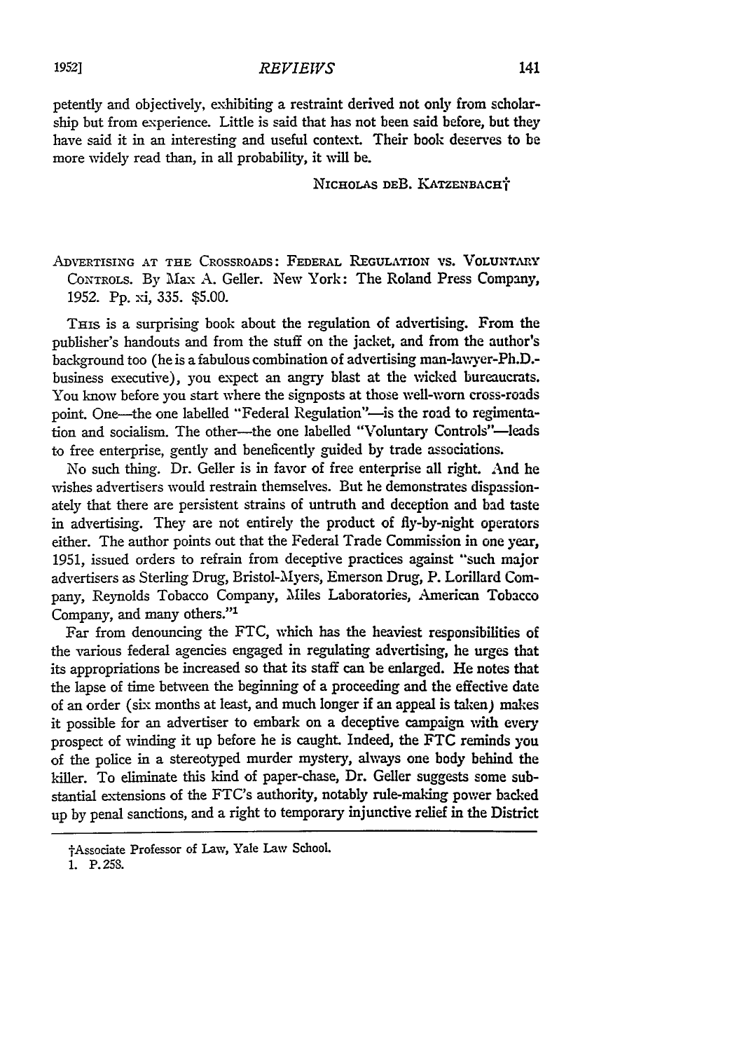petently and objectively, exhibiting a restraint derived not only from scholarship but from experience. Little is said that has not been said before, but they have said it in an interesting and useful context. Their book deserves to be more widely read than, in all probability, it will be.

NICHOLAS DEB. KATZENBACH†

ADVERTISING AT THE CROSSROADS: FEDERAL REGULATION VS. VOLUNTARY CONTROLS. By Max A. Geller. New York: The Roland Press Company, 1952. Pp. xi, 335. $5.00.

THIS is a surprising book about the regulation of advertising. From the publisher's handouts and from the stuff on the jacket, and from the author's background too (he is a fabulous combination of advertising man-lawyer-Ph.D.-business executive), you expect an angry blast at the wicked bureaucrats. You know before you start where the signposts at those well-worn cross-roads point. One—the one labelled "Federal Regulation"—is the road to regimentation and socialism. The other—the one labelled "Voluntary Controls"—leads to free enterprise, gently and beneficently guided by trade associations.

No such thing. Dr. Geller is in favor of free enterprise all right. And he wishes advertisers would restrain themselves. But he demonstrates dispassionately that there are persistent strains of untruth and deception and bad taste in advertising. They are not entirely the product of fly-by-night operators either. The author points out that the Federal Trade Commission in one year, 1951, issued orders to refrain from deceptive practices against "such major advertisers as Sterling Drug, Bristol-Myers, Emerson Drug, P. Lorillard Company, Reynolds Tobacco Company, Miles Laboratories, American Tobacco Company, and many others."[1]

Far from denouncing the FTC, which has the heaviest responsibilities of the various federal agencies engaged in regulating advertising, he urges that its appropriations be increased so that its staff can be enlarged. He notes that the lapse of time between the beginning of a proceeding and the effective date of an order (six months at least, and much longer if an appeal is taken) makes it possible for an advertiser to embark on a deceptive campaign with every prospect of winding it up before he is caught. Indeed, the FTC reminds you of the police in a stereotyped murder mystery, always one body behind the killer. To eliminate this kind of paper-chase, Dr. Geller suggests some substantial extensions of the FTC's authority, notably rule-making power backed up by penal sanctions, and a right to temporary injunctive relief in the District

†Associate Professor of Law, Yale Law School.

1. P. 258.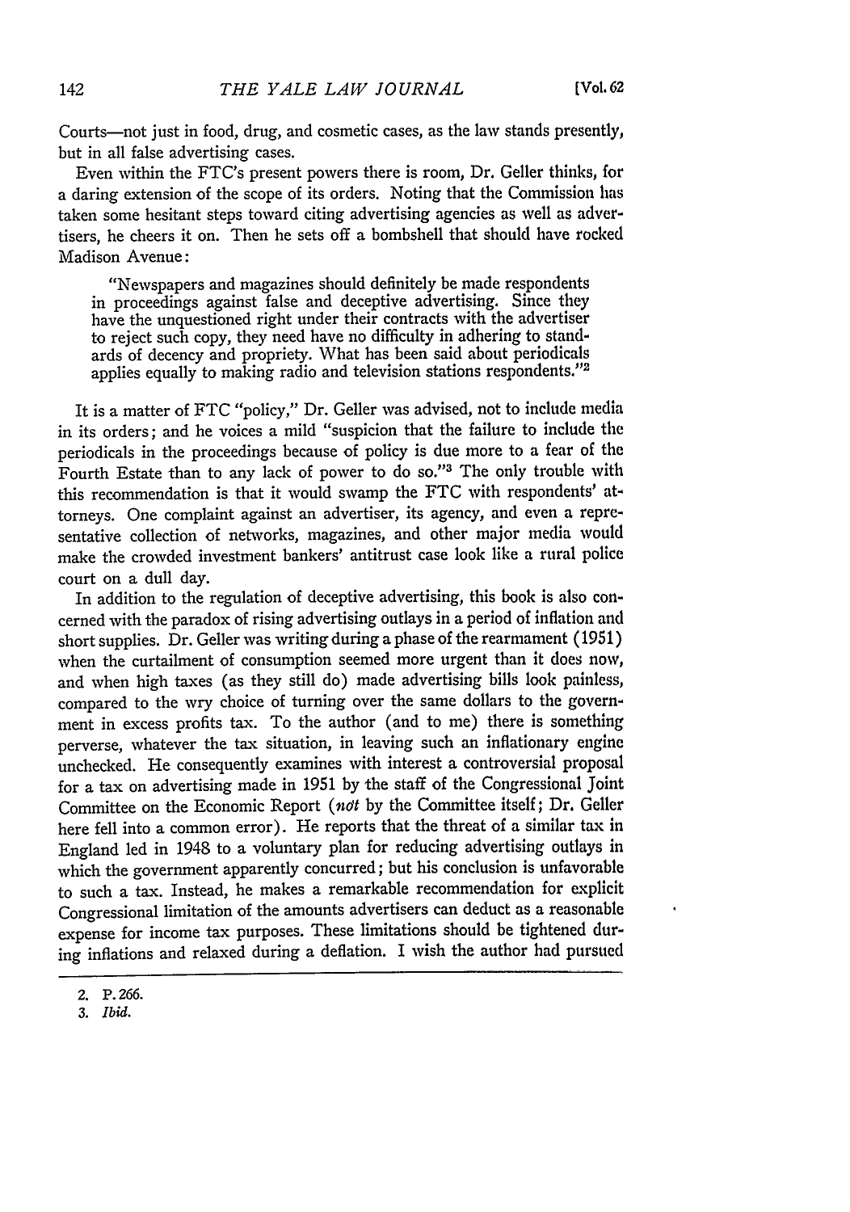Courts—not just in food, drug, and cosmetic cases, as the law stands presently, but in all false advertising cases.

Even within the FTC's present powers there is room, Dr. Geller thinks, for a daring extension of the scope of its orders. Noting that the Commission has taken some hesitant steps toward citing advertising agencies as well as advertisers, he cheers it on. Then he sets off a bombshell that should have rocked Madison Avenue:

> "Newspapers and magazines should definitely be made respondents in proceedings against false and deceptive advertising. Since they have the unquestioned right under their contracts with the advertiser to reject such copy, they need have no difficulty in adhering to standards of decency and propriety. What has been said about periodicals applies equally to making radio and television stations respondents."[2]

It is a matter of FTC "policy," Dr. Geller was advised, not to include media in its orders; and he voices a mild "suspicion that the failure to include the periodicals in the proceedings because of policy is due more to a fear of the Fourth Estate than to any lack of power to do so."[3] The only trouble with this recommendation is that it would swamp the FTC with respondents' attorneys. One complaint against an advertiser, its agency, and even a representative collection of networks, magazines, and other major media would make the crowded investment bankers' antitrust case look like a rural police court on a dull day.

In addition to the regulation of deceptive advertising, this book is also concerned with the paradox of rising advertising outlays in a period of inflation and short supplies. Dr. Geller was writing during a phase of the rearmament (1951) when the curtailment of consumption seemed more urgent than it does now, and when high taxes (as they still do) made advertising bills look painless, compared to the wry choice of turning over the same dollars to the government in excess profits tax. To the author (and to me) there is something perverse, whatever the tax situation, in leaving such an inflationary engine unchecked. He consequently examines with interest a controversial proposal for a tax on advertising made in 1951 by the staff of the Congressional Joint Committee on the Economic Report (*not* by the Committee itself; Dr. Geller here fell into a common error). He reports that the threat of a similar tax in England led in 1948 to a voluntary plan for reducing advertising outlays in which the government apparently concurred; but his conclusion is unfavorable to such a tax. Instead, he makes a remarkable recommendation for explicit Congressional limitation of the amounts advertisers can deduct as a reasonable expense for income tax purposes. These limitations should be tightened during inflations and relaxed during a deflation. I wish the author had pursued

2. P. 266.
3. *Ibid.*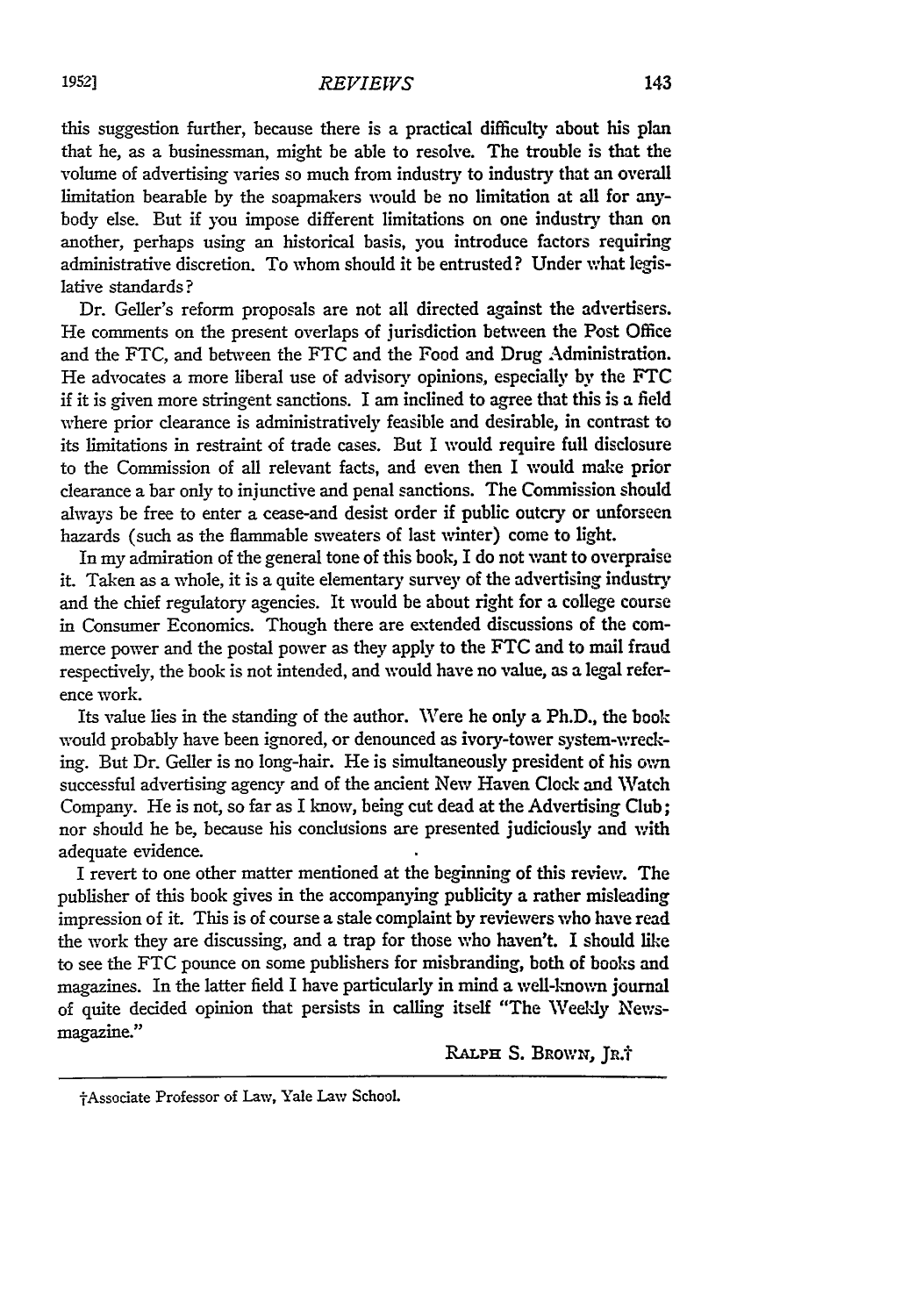this suggestion further, because there is a practical difficulty about his plan that he, as a businessman, might be able to resolve. The trouble is that the volume of advertising varies so much from industry to industry that an overall limitation bearable by the soapmakers would be no limitation at all for anybody else. But if you impose different limitations on one industry than on another, perhaps using an historical basis, you introduce factors requiring administrative discretion. To whom should it be entrusted? Under what legislative standards?

Dr. Geller's reform proposals are not all directed against the advertisers. He comments on the present overlaps of jurisdiction between the Post Office and the FTC, and between the FTC and the Food and Drug Administration. He advocates a more liberal use of advisory opinions, especially by the FTC if it is given more stringent sanctions. I am inclined to agree that this is a field where prior clearance is administratively feasible and desirable, in contrast to its limitations in restraint of trade cases. But I would require full disclosure to the Commission of all relevant facts, and even then I would make prior clearance a bar only to injunctive and penal sanctions. The Commission should always be free to enter a cease-and desist order if public outcry or unforseen hazards (such as the flammable sweaters of last winter) come to light.

In my admiration of the general tone of this book, I do not want to overpraise it. Taken as a whole, it is a quite elementary survey of the advertising industry and the chief regulatory agencies. It would be about right for a college course in Consumer Economics. Though there are extended discussions of the commerce power and the postal power as they apply to the FTC and to mail fraud respectively, the book is not intended, and would have no value, as a legal reference work.

Its value lies in the standing of the author. Were he only a Ph.D., the book would probably have been ignored, or denounced as ivory-tower system-wrecking. But Dr. Geller is no long-hair. He is simultaneously president of his own successful advertising agency and of the ancient New Haven Clock and Watch Company. He is not, so far as I know, being cut dead at the Advertising Club; nor should he be, because his conclusions are presented judiciously and with adequate evidence.

I revert to one other matter mentioned at the beginning of this review. The publisher of this book gives in the accompanying publicity a rather misleading impression of it. This is of course a stale complaint by reviewers who have read the work they are discussing, and a trap for those who haven't. I should like to see the FTC pounce on some publishers for misbranding, both of books and magazines. In the latter field I have particularly in mind a well-known journal of quite decided opinion that persists in calling itself "The Weekly Newsmagazine."

RALPH S. BROWN, JR.†

†Associate Professor of Law, Yale Law School.